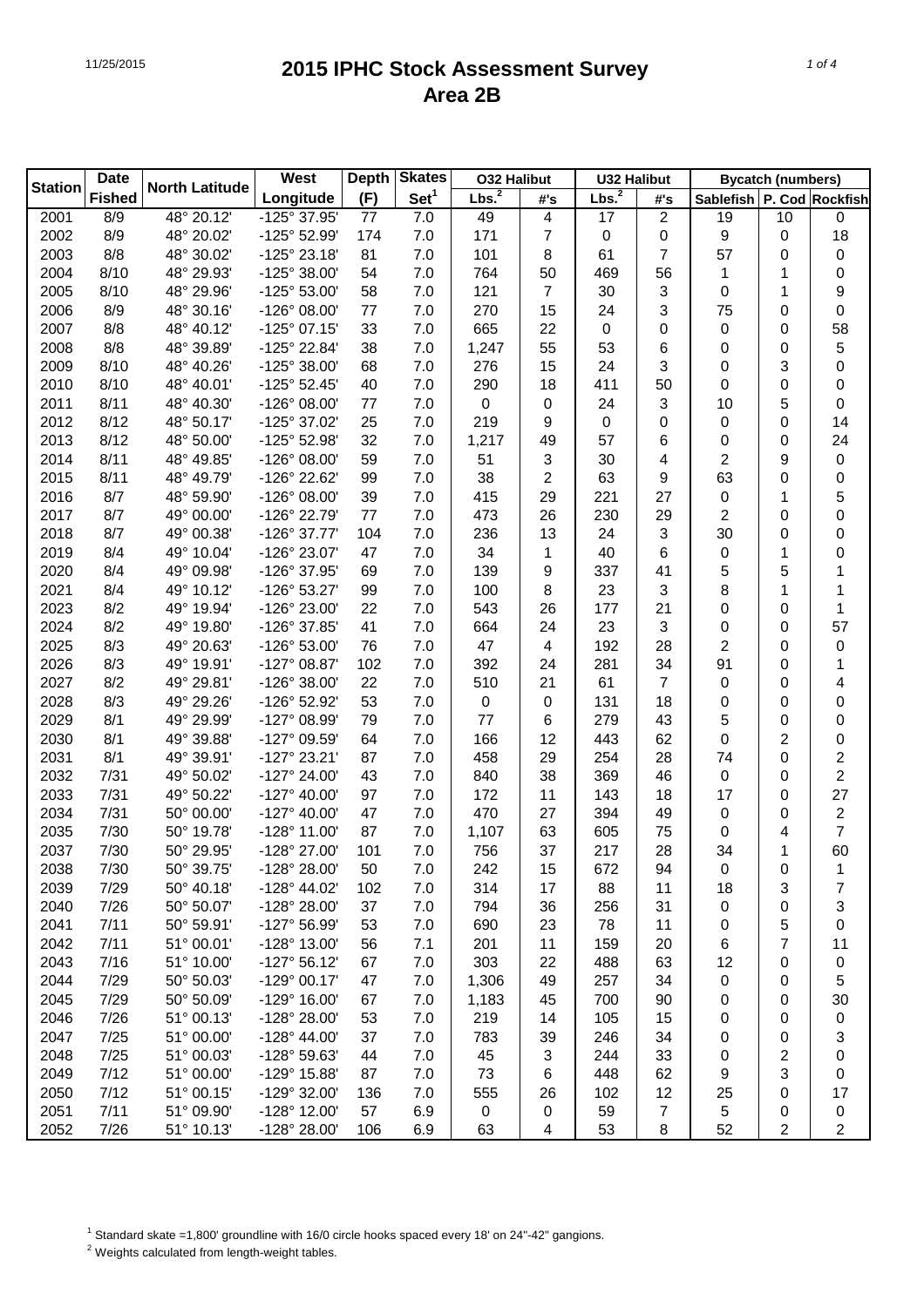# 2015 IPHC Stock Assessment Survey
## Area 2B

| Station | Date Fished | North Latitude | West Longitude | Depth (F) | Skates Set[1] | O32 Halibut Lbs.[2] | O32 Halibut #'s | U32 Halibut Lbs.[2] | U32 Halibut #'s | Bycatch (numbers) Sablefish | P. Cod | Rockfish |
|---|---|---|---|---|---|---|---|---|---|---|---|---|
| 2001 | 8/9 | 48° 20.12' | -125° 37.95' | 77 | 7.0 | 49 | 4 | 17 | 2 | 19 | 10 | 0 |
| 2002 | 8/9 | 48° 20.02' | -125° 52.99' | 174 | 7.0 | 171 | 7 | 0 | 0 | 9 | 0 | 18 |
| 2003 | 8/8 | 48° 30.02' | -125° 23.18' | 81 | 7.0 | 101 | 8 | 61 | 7 | 57 | 0 | 0 |
| 2004 | 8/10 | 48° 29.93' | -125° 38.00' | 54 | 7.0 | 764 | 50 | 469 | 56 | 1 | 1 | 0 |
| 2005 | 8/10 | 48° 29.96' | -125° 53.00' | 58 | 7.0 | 121 | 7 | 30 | 3 | 0 | 1 | 9 |
| 2006 | 8/9 | 48° 30.16' | -126° 08.00' | 77 | 7.0 | 270 | 15 | 24 | 3 | 75 | 0 | 0 |
| 2007 | 8/8 | 48° 40.12' | -125° 07.15' | 33 | 7.0 | 665 | 22 | 0 | 0 | 0 | 0 | 58 |
| 2008 | 8/8 | 48° 39.89' | -125° 22.84' | 38 | 7.0 | 1,247 | 55 | 53 | 6 | 0 | 0 | 5 |
| 2009 | 8/10 | 48° 40.26' | -125° 38.00' | 68 | 7.0 | 276 | 15 | 24 | 3 | 0 | 3 | 0 |
| 2010 | 8/10 | 48° 40.01' | -125° 52.45' | 40 | 7.0 | 290 | 18 | 411 | 50 | 0 | 0 | 0 |
| 2011 | 8/11 | 48° 40.30' | -126° 08.00' | 77 | 7.0 | 0 | 0 | 24 | 3 | 10 | 5 | 0 |
| 2012 | 8/12 | 48° 50.17' | -125° 37.02' | 25 | 7.0 | 219 | 9 | 0 | 0 | 0 | 0 | 14 |
| 2013 | 8/12 | 48° 50.00' | -125° 52.98' | 32 | 7.0 | 1,217 | 49 | 57 | 6 | 0 | 0 | 24 |
| 2014 | 8/11 | 48° 49.85' | -126° 08.00' | 59 | 7.0 | 51 | 3 | 30 | 4 | 2 | 9 | 0 |
| 2015 | 8/11 | 48° 49.79' | -126° 22.62' | 99 | 7.0 | 38 | 2 | 63 | 9 | 63 | 0 | 0 |
| 2016 | 8/7 | 48° 59.90' | -126° 08.00' | 39 | 7.0 | 415 | 29 | 221 | 27 | 0 | 1 | 5 |
| 2017 | 8/7 | 49° 00.00' | -126° 22.79' | 77 | 7.0 | 473 | 26 | 230 | 29 | 2 | 0 | 0 |
| 2018 | 8/7 | 49° 00.38' | -126° 37.77' | 104 | 7.0 | 236 | 13 | 24 | 3 | 30 | 0 | 0 |
| 2019 | 8/4 | 49° 10.04' | -126° 23.07' | 47 | 7.0 | 34 | 1 | 40 | 6 | 0 | 1 | 0 |
| 2020 | 8/4 | 49° 09.98' | -126° 37.95' | 69 | 7.0 | 139 | 9 | 337 | 41 | 5 | 5 | 1 |
| 2021 | 8/4 | 49° 10.12' | -126° 53.27' | 99 | 7.0 | 100 | 8 | 23 | 3 | 8 | 1 | 1 |
| 2023 | 8/2 | 49° 19.94' | -126° 23.00' | 22 | 7.0 | 543 | 26 | 177 | 21 | 0 | 0 | 1 |
| 2024 | 8/2 | 49° 19.80' | -126° 37.85' | 41 | 7.0 | 664 | 24 | 23 | 3 | 0 | 0 | 57 |
| 2025 | 8/3 | 49° 20.63' | -126° 53.00' | 76 | 7.0 | 47 | 4 | 192 | 28 | 2 | 0 | 0 |
| 2026 | 8/3 | 49° 19.91' | -127° 08.87' | 102 | 7.0 | 392 | 24 | 281 | 34 | 91 | 0 | 1 |
| 2027 | 8/2 | 49° 29.81' | -126° 38.00' | 22 | 7.0 | 510 | 21 | 61 | 7 | 0 | 0 | 4 |
| 2028 | 8/3 | 49° 29.26' | -126° 52.92' | 53 | 7.0 | 0 | 0 | 131 | 18 | 0 | 0 | 0 |
| 2029 | 8/1 | 49° 29.99' | -127° 08.99' | 79 | 7.0 | 77 | 6 | 279 | 43 | 5 | 0 | 0 |
| 2030 | 8/1 | 49° 39.88' | -127° 09.59' | 64 | 7.0 | 166 | 12 | 443 | 62 | 0 | 2 | 0 |
| 2031 | 8/1 | 49° 39.91' | -127° 23.21' | 87 | 7.0 | 458 | 29 | 254 | 28 | 74 | 0 | 2 |
| 2032 | 7/31 | 49° 50.02' | -127° 24.00' | 43 | 7.0 | 840 | 38 | 369 | 46 | 0 | 0 | 2 |
| 2033 | 7/31 | 49° 50.22' | -127° 40.00' | 97 | 7.0 | 172 | 11 | 143 | 18 | 17 | 0 | 27 |
| 2034 | 7/31 | 50° 00.00' | -127° 40.00' | 47 | 7.0 | 470 | 27 | 394 | 49 | 0 | 0 | 2 |
| 2035 | 7/30 | 50° 19.78' | -128° 11.00' | 87 | 7.0 | 1,107 | 63 | 605 | 75 | 0 | 4 | 7 |
| 2037 | 7/30 | 50° 29.95' | -128° 27.00' | 101 | 7.0 | 756 | 37 | 217 | 28 | 34 | 1 | 60 |
| 2038 | 7/30 | 50° 39.75' | -128° 28.00' | 50 | 7.0 | 242 | 15 | 672 | 94 | 0 | 0 | 1 |
| 2039 | 7/29 | 50° 40.18' | -128° 44.02' | 102 | 7.0 | 314 | 17 | 88 | 11 | 18 | 3 | 7 |
| 2040 | 7/26 | 50° 50.07' | -128° 28.00' | 37 | 7.0 | 794 | 36 | 256 | 31 | 0 | 0 | 3 |
| 2041 | 7/11 | 50° 59.91' | -127° 56.99' | 53 | 7.0 | 690 | 23 | 78 | 11 | 0 | 5 | 0 |
| 2042 | 7/11 | 51° 00.01' | -128° 13.00' | 56 | 7.1 | 201 | 11 | 159 | 20 | 6 | 7 | 11 |
| 2043 | 7/16 | 51° 10.00' | -127° 56.12' | 67 | 7.0 | 303 | 22 | 488 | 63 | 12 | 0 | 0 |
| 2044 | 7/29 | 50° 50.03' | -129° 00.17' | 47 | 7.0 | 1,306 | 49 | 257 | 34 | 0 | 0 | 5 |
| 2045 | 7/29 | 50° 50.09' | -129° 16.00' | 67 | 7.0 | 1,183 | 45 | 700 | 90 | 0 | 0 | 30 |
| 2046 | 7/26 | 51° 00.13' | -128° 28.00' | 53 | 7.0 | 219 | 14 | 105 | 15 | 0 | 0 | 0 |
| 2047 | 7/25 | 51° 00.00' | -128° 44.00' | 37 | 7.0 | 783 | 39 | 246 | 34 | 0 | 0 | 3 |
| 2048 | 7/25 | 51° 00.03' | -128° 59.63' | 44 | 7.0 | 45 | 3 | 244 | 33 | 0 | 2 | 0 |
| 2049 | 7/12 | 51° 00.00' | -129° 15.88' | 87 | 7.0 | 73 | 6 | 448 | 62 | 9 | 3 | 0 |
| 2050 | 7/12 | 51° 00.15' | -129° 32.00' | 136 | 7.0 | 555 | 26 | 102 | 12 | 25 | 0 | 17 |
| 2051 | 7/11 | 51° 09.90' | -128° 12.00' | 57 | 6.9 | 0 | 0 | 59 | 7 | 5 | 0 | 0 |
| 2052 | 7/26 | 51° 10.13' | -128° 28.00' | 106 | 6.9 | 63 | 4 | 53 | 8 | 52 | 2 | 2 |

[1] Standard skate =1,800' groundline with 16/0 circle hooks spaced every 18' on 24"-42" gangions.

[2] Weights calculated from length-weight tables.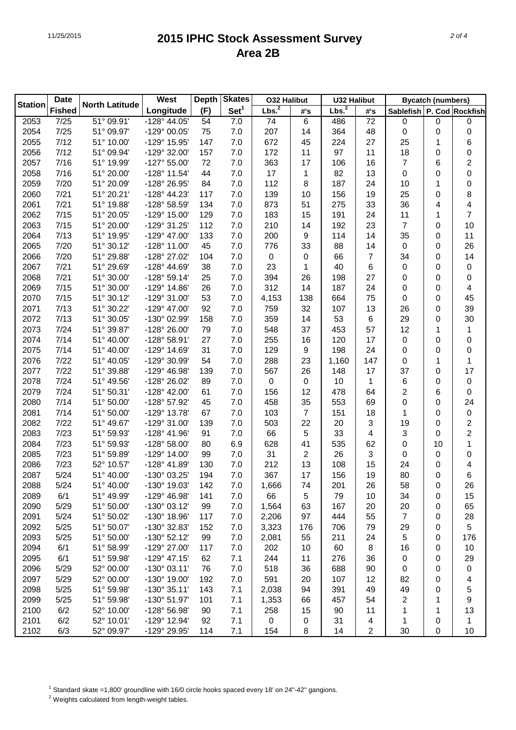# 2015 IPHC Stock Assessment Survey
## Area 2B

| Station | Date Fished | North Latitude | West Longitude | Depth (F) | Skates Set[1] | O32 Halibut Lbs.[2] | O32 Halibut #'s | U32 Halibut Lbs.[2] | U32 Halibut #'s | Bycatch (numbers) Sablefish | P. Cod | Rockfish |
|---|---|---|---|---|---|---|---|---|---|---|---|---|
| 2053 | 7/25 | 51° 09.91' | -128° 44.05' | 54 | 7.0 | 74 | 6 | 486 | 72 | 0 | 0 | 0 |
| 2054 | 7/25 | 51° 09.97' | -129° 00.05' | 75 | 7.0 | 207 | 14 | 364 | 48 | 0 | 0 | 0 |
| 2055 | 7/12 | 51° 10.00' | -129° 15.95' | 147 | 7.0 | 672 | 45 | 224 | 27 | 25 | 1 | 6 |
| 2056 | 7/12 | 51° 09.94' | -129° 32.00' | 157 | 7.0 | 172 | 11 | 97 | 11 | 18 | 0 | 0 |
| 2057 | 7/16 | 51° 19.99' | -127° 55.00' | 72 | 7.0 | 363 | 17 | 106 | 16 | 7 | 6 | 2 |
| 2058 | 7/16 | 51° 20.00' | -128° 11.54' | 44 | 7.0 | 17 | 1 | 82 | 13 | 0 | 0 | 0 |
| 2059 | 7/20 | 51° 20.09' | -128° 26.95' | 84 | 7.0 | 112 | 8 | 187 | 24 | 10 | 1 | 0 |
| 2060 | 7/21 | 51° 20.21' | -128° 44.23' | 117 | 7.0 | 139 | 10 | 156 | 19 | 25 | 0 | 8 |
| 2061 | 7/21 | 51° 19.88' | -128° 58.59' | 134 | 7.0 | 873 | 51 | 275 | 33 | 36 | 4 | 4 |
| 2062 | 7/15 | 51° 20.05' | -129° 15.00' | 129 | 7.0 | 183 | 15 | 191 | 24 | 11 | 1 | 7 |
| 2063 | 7/15 | 51° 20.00' | -129° 31.25' | 112 | 7.0 | 210 | 14 | 192 | 23 | 7 | 0 | 10 |
| 2064 | 7/13 | 51° 19.95' | -129° 47.00' | 133 | 7.0 | 200 | 9 | 114 | 14 | 35 | 0 | 11 |
| 2065 | 7/20 | 51° 30.12' | -128° 11.00' | 45 | 7.0 | 776 | 33 | 88 | 14 | 0 | 0 | 26 |
| 2066 | 7/20 | 51° 29.88' | -128° 27.02' | 104 | 7.0 | 0 | 0 | 66 | 7 | 34 | 0 | 14 |
| 2067 | 7/21 | 51° 29.69' | -128° 44.69' | 38 | 7.0 | 23 | 1 | 40 | 6 | 0 | 0 | 0 |
| 2068 | 7/21 | 51° 30.00' | -128° 59.14' | 25 | 7.0 | 394 | 26 | 198 | 27 | 0 | 0 | 0 |
| 2069 | 7/15 | 51° 30.00' | -129° 14.86' | 26 | 7.0 | 312 | 14 | 187 | 24 | 0 | 0 | 4 |
| 2070 | 7/15 | 51° 30.12' | -129° 31.00' | 53 | 7.0 | 4,153 | 138 | 664 | 75 | 0 | 0 | 45 |
| 2071 | 7/13 | 51° 30.22' | -129° 47.00' | 92 | 7.0 | 759 | 32 | 107 | 13 | 26 | 0 | 39 |
| 2072 | 7/13 | 51° 30.05' | -130° 02.99' | 158 | 7.0 | 359 | 14 | 53 | 6 | 29 | 0 | 30 |
| 2073 | 7/24 | 51° 39.87' | -128° 26.00' | 79 | 7.0 | 548 | 37 | 453 | 57 | 12 | 1 | 1 |
| 2074 | 7/14 | 51° 40.00' | -128° 58.91' | 27 | 7.0 | 255 | 16 | 120 | 17 | 0 | 0 | 0 |
| 2075 | 7/14 | 51° 40.00' | -129° 14.69' | 31 | 7.0 | 129 | 9 | 198 | 24 | 0 | 0 | 0 |
| 2076 | 7/22 | 51° 40.05' | -129° 30.99' | 54 | 7.0 | 288 | 23 | 1,160 | 147 | 0 | 1 | 1 |
| 2077 | 7/22 | 51° 39.88' | -129° 46.98' | 139 | 7.0 | 567 | 26 | 148 | 17 | 37 | 0 | 17 |
| 2078 | 7/24 | 51° 49.56' | -128° 26.02' | 89 | 7.0 | 0 | 0 | 10 | 1 | 6 | 0 | 0 |
| 2079 | 7/24 | 51° 50.31' | -128° 42.00' | 61 | 7.0 | 156 | 12 | 478 | 64 | 2 | 6 | 0 |
| 2080 | 7/14 | 51° 50.00' | -128° 57.92' | 45 | 7.0 | 458 | 35 | 553 | 69 | 0 | 0 | 24 |
| 2081 | 7/14 | 51° 50.00' | -129° 13.78' | 67 | 7.0 | 103 | 7 | 151 | 18 | 1 | 0 | 0 |
| 2082 | 7/22 | 51° 49.67' | -129° 31.00' | 139 | 7.0 | 503 | 22 | 20 | 3 | 19 | 0 | 2 |
| 2083 | 7/23 | 51° 59.93' | -128° 41.96' | 91 | 7.0 | 66 | 5 | 33 | 4 | 3 | 0 | 2 |
| 2084 | 7/23 | 51° 59.93' | -128° 58.00' | 80 | 6.9 | 628 | 41 | 535 | 62 | 0 | 10 | 1 |
| 2085 | 7/23 | 51° 59.89' | -129° 14.00' | 99 | 7.0 | 31 | 2 | 26 | 3 | 0 | 0 | 0 |
| 2086 | 7/23 | 52° 10.57' | -128° 41.89' | 130 | 7.0 | 212 | 13 | 108 | 15 | 24 | 0 | 4 |
| 2087 | 5/24 | 51° 40.00' | -130° 03.25' | 194 | 7.0 | 367 | 17 | 156 | 19 | 80 | 0 | 6 |
| 2088 | 5/24 | 51° 40.00' | -130° 19.03' | 142 | 7.0 | 1,666 | 74 | 201 | 26 | 58 | 0 | 26 |
| 2089 | 6/1 | 51° 49.99' | -129° 46.98' | 141 | 7.0 | 66 | 5 | 79 | 10 | 34 | 0 | 15 |
| 2090 | 5/29 | 51° 50.00' | -130° 03.12' | 99 | 7.0 | 1,564 | 63 | 167 | 20 | 20 | 0 | 65 |
| 2091 | 5/24 | 51° 50.02' | -130° 18.96' | 117 | 7.0 | 2,206 | 97 | 444 | 55 | 7 | 0 | 28 |
| 2092 | 5/25 | 51° 50.07' | -130° 32.83' | 152 | 7.0 | 3,323 | 176 | 706 | 79 | 29 | 0 | 5 |
| 2093 | 5/25 | 51° 50.00' | -130° 52.12' | 99 | 7.0 | 2,081 | 55 | 211 | 24 | 5 | 0 | 176 |
| 2094 | 6/1 | 51° 58.99' | -129° 27.00' | 117 | 7.0 | 202 | 10 | 60 | 8 | 16 | 0 | 10 |
| 2095 | 6/1 | 51° 59.98' | -129° 47.15' | 62 | 7.1 | 244 | 11 | 276 | 36 | 0 | 0 | 29 |
| 2096 | 5/29 | 52° 00.00' | -130° 03.11' | 76 | 7.0 | 518 | 36 | 688 | 90 | 0 | 0 | 0 |
| 2097 | 5/29 | 52° 00.00' | -130° 19.00' | 192 | 7.0 | 591 | 20 | 107 | 12 | 82 | 0 | 4 |
| 2098 | 5/25 | 51° 59.98' | -130° 35.11' | 143 | 7.1 | 2,038 | 94 | 391 | 49 | 49 | 0 | 5 |
| 2099 | 5/25 | 51° 59.98' | -130° 51.97' | 101 | 7.1 | 1,353 | 66 | 457 | 54 | 2 | 1 | 9 |
| 2100 | 6/2 | 52° 10.00' | -128° 56.98' | 90 | 7.1 | 258 | 15 | 90 | 11 | 1 | 1 | 13 |
| 2101 | 6/2 | 52° 10.01' | -129° 12.94' | 92 | 7.1 | 0 | 0 | 31 | 4 | 1 | 0 | 1 |
| 2102 | 6/3 | 52° 09.97' | -129° 29.95' | 114 | 7.1 | 154 | 8 | 14 | 2 | 30 | 0 | 10 |

[1] Standard skate =1,800' groundline with 16/0 circle hooks spaced every 18' on 24"-42" gangions.

[2] Weights calculated from length-weight tables.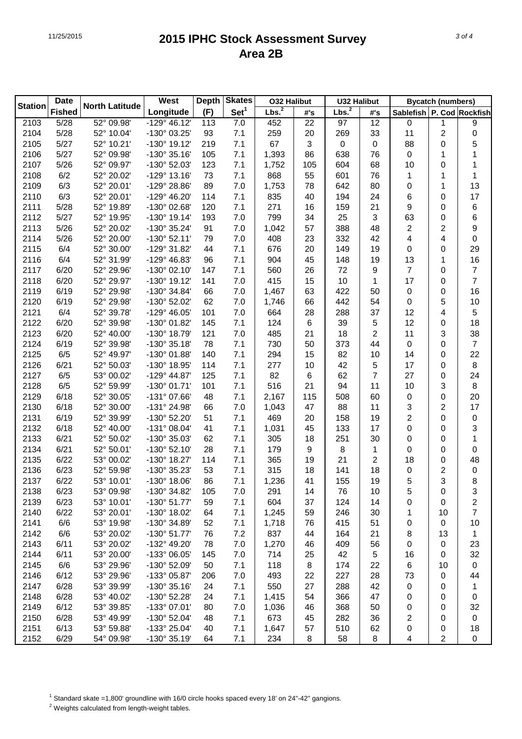# 2015 IPHC Stock Assessment Survey
## Area 2B

| Station | Date | North Latitude | West | Depth | Skates | O32 Halibut | | U32 Halibut | | Bycatch (numbers) | | |
|---|---|---|---|---|---|---|---|---|---|---|---|---|
| | Fished | | Longitude | (F) | Set[1] | Lbs.[2] | #'s | Lbs.[2] | #'s | Sablefish | P. Cod | Rockfish |
| 2103 | 5/28 | 52° 09.98' | -129° 46.12' | 113 | 7.0 | 452 | 22 | 97 | 12 | 0 | 1 | 9 |
| 2104 | 5/28 | 52° 10.04' | -130° 03.25' | 93 | 7.1 | 259 | 20 | 269 | 33 | 11 | 2 | 0 |
| 2105 | 5/27 | 52° 10.21' | -130° 19.12' | 219 | 7.1 | 67 | 3 | 0 | 0 | 88 | 0 | 5 |
| 2106 | 5/27 | 52° 09.98' | -130° 35.16' | 105 | 7.1 | 1,393 | 86 | 638 | 76 | 0 | 1 | 1 |
| 2107 | 5/26 | 52° 09.97' | -130° 52.03' | 123 | 7.1 | 1,752 | 105 | 604 | 68 | 10 | 0 | 1 |
| 2108 | 6/2 | 52° 20.02' | -129° 13.16' | 73 | 7.1 | 868 | 55 | 601 | 76 | 1 | 1 | 1 |
| 2109 | 6/3 | 52° 20.01' | -129° 28.86' | 89 | 7.0 | 1,753 | 78 | 642 | 80 | 0 | 1 | 13 |
| 2110 | 6/3 | 52° 20.01' | -129° 46.20' | 114 | 7.1 | 835 | 40 | 194 | 24 | 6 | 0 | 17 |
| 2111 | 5/28 | 52° 19.89' | -130° 02.68' | 120 | 7.1 | 271 | 16 | 159 | 21 | 9 | 0 | 6 |
| 2112 | 5/27 | 52° 19.95' | -130° 19.14' | 193 | 7.0 | 799 | 34 | 25 | 3 | 63 | 0 | 6 |
| 2113 | 5/26 | 52° 20.02' | -130° 35.24' | 91 | 7.0 | 1,042 | 57 | 388 | 48 | 2 | 2 | 9 |
| 2114 | 5/26 | 52° 20.00' | -130° 52.11' | 79 | 7.0 | 408 | 23 | 332 | 42 | 4 | 4 | 0 |
| 2115 | 6/4 | 52° 30.00' | -129° 31.82' | 44 | 7.1 | 676 | 20 | 149 | 19 | 0 | 0 | 29 |
| 2116 | 6/4 | 52° 31.99' | -129° 46.83' | 96 | 7.1 | 904 | 45 | 148 | 19 | 13 | 1 | 16 |
| 2117 | 6/20 | 52° 29.96' | -130° 02.10' | 147 | 7.1 | 560 | 26 | 72 | 9 | 7 | 0 | 7 |
| 2118 | 6/20 | 52° 29.97' | -130° 19.12' | 141 | 7.0 | 415 | 15 | 10 | 1 | 17 | 0 | 7 |
| 2119 | 6/19 | 52° 29.98' | -130° 34.84' | 66 | 7.0 | 1,467 | 63 | 422 | 50 | 0 | 0 | 16 |
| 2120 | 6/19 | 52° 29.98' | -130° 52.02' | 62 | 7.0 | 1,746 | 66 | 442 | 54 | 0 | 5 | 10 |
| 2121 | 6/4 | 52° 39.78' | -129° 46.05' | 101 | 7.0 | 664 | 28 | 288 | 37 | 12 | 4 | 5 |
| 2122 | 6/20 | 52° 39.98' | -130° 01.82' | 145 | 7.1 | 124 | 6 | 39 | 5 | 12 | 0 | 18 |
| 2123 | 6/20 | 52° 40.00' | -130° 18.79' | 121 | 7.0 | 485 | 21 | 18 | 2 | 11 | 3 | 38 |
| 2124 | 6/19 | 52° 39.98' | -130° 35.18' | 78 | 7.1 | 730 | 50 | 373 | 44 | 0 | 0 | 7 |
| 2125 | 6/5 | 52° 49.97' | -130° 01.88' | 140 | 7.1 | 294 | 15 | 82 | 10 | 14 | 0 | 22 |
| 2126 | 6/21 | 52° 50.03' | -130° 18.95' | 114 | 7.1 | 277 | 10 | 42 | 5 | 17 | 0 | 8 |
| 2127 | 6/5 | 53° 00.02' | -129° 44.87' | 125 | 7.1 | 82 | 6 | 62 | 7 | 27 | 0 | 24 |
| 2128 | 6/5 | 52° 59.99' | -130° 01.71' | 101 | 7.1 | 516 | 21 | 94 | 11 | 10 | 3 | 8 |
| 2129 | 6/18 | 52° 30.05' | -131° 07.66' | 48 | 7.1 | 2,167 | 115 | 508 | 60 | 0 | 0 | 20 |
| 2130 | 6/18 | 52° 30.00' | -131° 24.98' | 66 | 7.0 | 1,043 | 47 | 88 | 11 | 3 | 2 | 17 |
| 2131 | 6/19 | 52° 39.99' | -130° 52.20' | 51 | 7.1 | 469 | 20 | 158 | 19 | 2 | 0 | 0 |
| 2132 | 6/18 | 52° 40.00' | -131° 08.04' | 41 | 7.1 | 1,031 | 45 | 133 | 17 | 0 | 0 | 3 |
| 2133 | 6/21 | 52° 50.02' | -130° 35.03' | 62 | 7.1 | 305 | 18 | 251 | 30 | 0 | 0 | 1 |
| 2134 | 6/21 | 52° 50.01' | -130° 52.10' | 28 | 7.1 | 179 | 9 | 8 | 1 | 0 | 0 | 0 |
| 2135 | 6/22 | 53° 00.02' | -130° 18.27' | 114 | 7.1 | 365 | 19 | 21 | 2 | 18 | 0 | 48 |
| 2136 | 6/23 | 52° 59.98' | -130° 35.23' | 53 | 7.1 | 315 | 18 | 141 | 18 | 0 | 2 | 0 |
| 2137 | 6/22 | 53° 10.01' | -130° 18.06' | 86 | 7.1 | 1,236 | 41 | 155 | 19 | 5 | 3 | 8 |
| 2138 | 6/23 | 53° 09.98' | -130° 34.82' | 105 | 7.0 | 291 | 14 | 76 | 10 | 5 | 0 | 3 |
| 2139 | 6/23 | 53° 10.01' | -130° 51.77' | 59 | 7.1 | 604 | 37 | 124 | 14 | 0 | 0 | 2 |
| 2140 | 6/22 | 53° 20.01' | -130° 18.02' | 64 | 7.1 | 1,245 | 59 | 246 | 30 | 1 | 10 | 7 |
| 2141 | 6/6 | 53° 19.98' | -130° 34.89' | 52 | 7.1 | 1,718 | 76 | 415 | 51 | 0 | 0 | 10 |
| 2142 | 6/6 | 53° 20.02' | -130° 51.77' | 76 | 7.2 | 837 | 44 | 164 | 21 | 8 | 13 | 1 |
| 2143 | 6/11 | 53° 20.02' | -132° 49.20' | 78 | 7.0 | 1,270 | 46 | 409 | 56 | 0 | 0 | 23 |
| 2144 | 6/11 | 53° 20.00' | -133° 06.05' | 145 | 7.0 | 714 | 25 | 42 | 5 | 16 | 0 | 32 |
| 2145 | 6/6 | 53° 29.96' | -130° 52.09' | 50 | 7.1 | 118 | 8 | 174 | 22 | 6 | 10 | 0 |
| 2146 | 6/12 | 53° 29.96' | -133° 05.87' | 206 | 7.0 | 493 | 22 | 227 | 28 | 73 | 0 | 44 |
| 2147 | 6/28 | 53° 39.99' | -130° 35.16' | 24 | 7.1 | 550 | 27 | 288 | 42 | 0 | 0 | 1 |
| 2148 | 6/28 | 53° 40.02' | -130° 52.28' | 24 | 7.1 | 1,415 | 54 | 366 | 47 | 0 | 0 | 0 |
| 2149 | 6/12 | 53° 39.85' | -133° 07.01' | 80 | 7.0 | 1,036 | 46 | 368 | 50 | 0 | 0 | 32 |
| 2150 | 6/28 | 53° 49.99' | -130° 52.04' | 48 | 7.1 | 673 | 45 | 282 | 36 | 2 | 0 | 0 |
| 2151 | 6/13 | 53° 59.88' | -133° 25.04' | 40 | 7.1 | 1,647 | 57 | 510 | 62 | 0 | 0 | 18 |
| 2152 | 6/29 | 54° 09.98' | -130° 35.19' | 64 | 7.1 | 234 | 8 | 58 | 8 | 4 | 2 | 0 |

[1] Standard skate =1,800' groundline with 16/0 circle hooks spaced every 18' on 24"-42" gangions.

[2] Weights calculated from length-weight tables.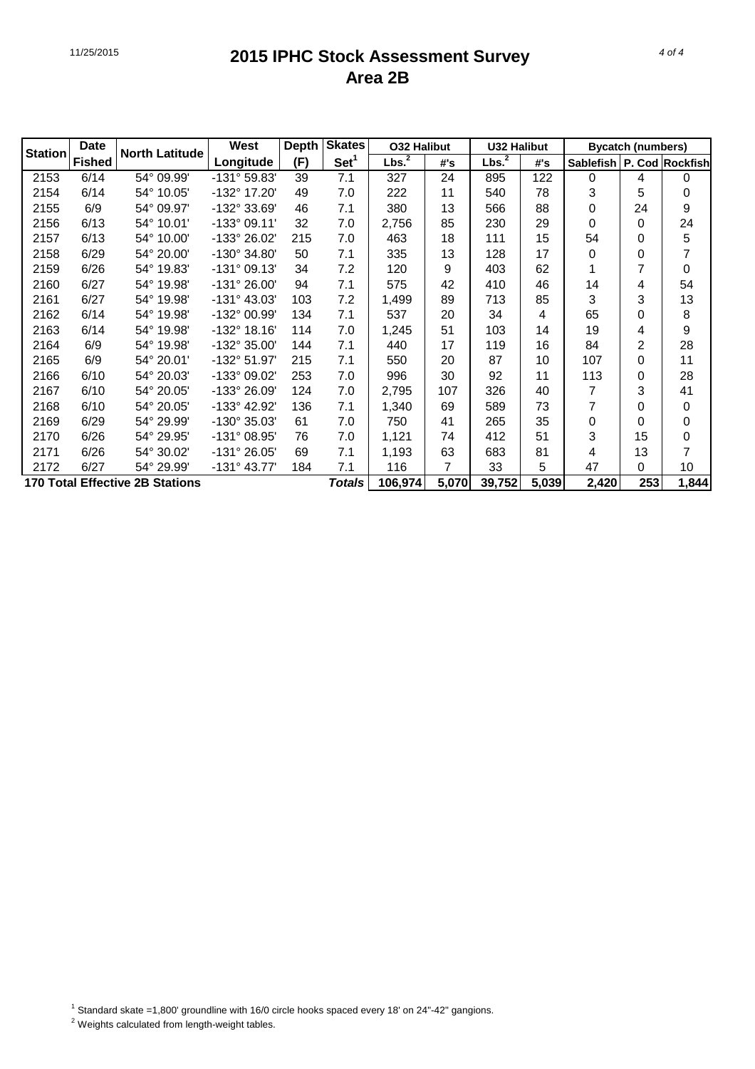# 2015 IPHC Stock Assessment Survey
## Area 2B

| Station | Date | North Latitude | West | Depth | Skates | O32 Halibut | | U32 Halibut | | Bycatch (numbers) | | |
|---|---|---|---|---|---|---|---|---|---|---|---|---|
| | Fished | | Longitude | (F) | Set[1] | Lbs.[2] | #'s | Lbs.[2] | #'s | Sablefish | P. Cod | Rockfish |
| 2153 | 6/14 | 54° 09.99' | -131° 59.83' | 39 | 7.1 | 327 | 24 | 895 | 122 | 0 | 4 | 0 |
| 2154 | 6/14 | 54° 10.05' | -132° 17.20' | 49 | 7.0 | 222 | 11 | 540 | 78 | 3 | 5 | 0 |
| 2155 | 6/9 | 54° 09.97' | -132° 33.69' | 46 | 7.1 | 380 | 13 | 566 | 88 | 0 | 24 | 9 |
| 2156 | 6/13 | 54° 10.01' | -133° 09.11' | 32 | 7.0 | 2,756 | 85 | 230 | 29 | 0 | 0 | 24 |
| 2157 | 6/13 | 54° 10.00' | -133° 26.02' | 215 | 7.0 | 463 | 18 | 111 | 15 | 54 | 0 | 5 |
| 2158 | 6/29 | 54° 20.00' | -130° 34.80' | 50 | 7.1 | 335 | 13 | 128 | 17 | 0 | 0 | 7 |
| 2159 | 6/26 | 54° 19.83' | -131° 09.13' | 34 | 7.2 | 120 | 9 | 403 | 62 | 1 | 7 | 0 |
| 2160 | 6/27 | 54° 19.98' | -131° 26.00' | 94 | 7.1 | 575 | 42 | 410 | 46 | 14 | 4 | 54 |
| 2161 | 6/27 | 54° 19.98' | -131° 43.03' | 103 | 7.2 | 1,499 | 89 | 713 | 85 | 3 | 3 | 13 |
| 2162 | 6/14 | 54° 19.98' | -132° 00.99' | 134 | 7.1 | 537 | 20 | 34 | 4 | 65 | 0 | 8 |
| 2163 | 6/14 | 54° 19.98' | -132° 18.16' | 114 | 7.0 | 1,245 | 51 | 103 | 14 | 19 | 4 | 9 |
| 2164 | 6/9 | 54° 19.98' | -132° 35.00' | 144 | 7.1 | 440 | 17 | 119 | 16 | 84 | 2 | 28 |
| 2165 | 6/9 | 54° 20.01' | -132° 51.97' | 215 | 7.1 | 550 | 20 | 87 | 10 | 107 | 0 | 11 |
| 2166 | 6/10 | 54° 20.03' | -133° 09.02' | 253 | 7.0 | 996 | 30 | 92 | 11 | 113 | 0 | 28 |
| 2167 | 6/10 | 54° 20.05' | -133° 26.09' | 124 | 7.0 | 2,795 | 107 | 326 | 40 | 7 | 3 | 41 |
| 2168 | 6/10 | 54° 20.05' | -133° 42.92' | 136 | 7.1 | 1,340 | 69 | 589 | 73 | 7 | 0 | 0 |
| 2169 | 6/29 | 54° 29.99' | -130° 35.03' | 61 | 7.0 | 750 | 41 | 265 | 35 | 0 | 0 | 0 |
| 2170 | 6/26 | 54° 29.95' | -131° 08.95' | 76 | 7.0 | 1,121 | 74 | 412 | 51 | 3 | 15 | 0 |
| 2171 | 6/26 | 54° 30.02' | -131° 26.05' | 69 | 7.1 | 1,193 | 63 | 683 | 81 | 4 | 13 | 7 |
| 2172 | 6/27 | 54° 29.99' | -131° 43.77' | 184 | 7.1 | 116 | 7 | 33 | 5 | 47 | 0 | 10 |
| **170 Total Effective 2B Stations** | | | | | ***Totals*** | **106,974** | **5,070** | **39,752** | **5,039** | **2,420** | **253** | **1,844** |

[1] Standard skate =1,800' groundline with 16/0 circle hooks spaced every 18' on 24"-42" gangions.

[2] Weights calculated from length-weight tables.